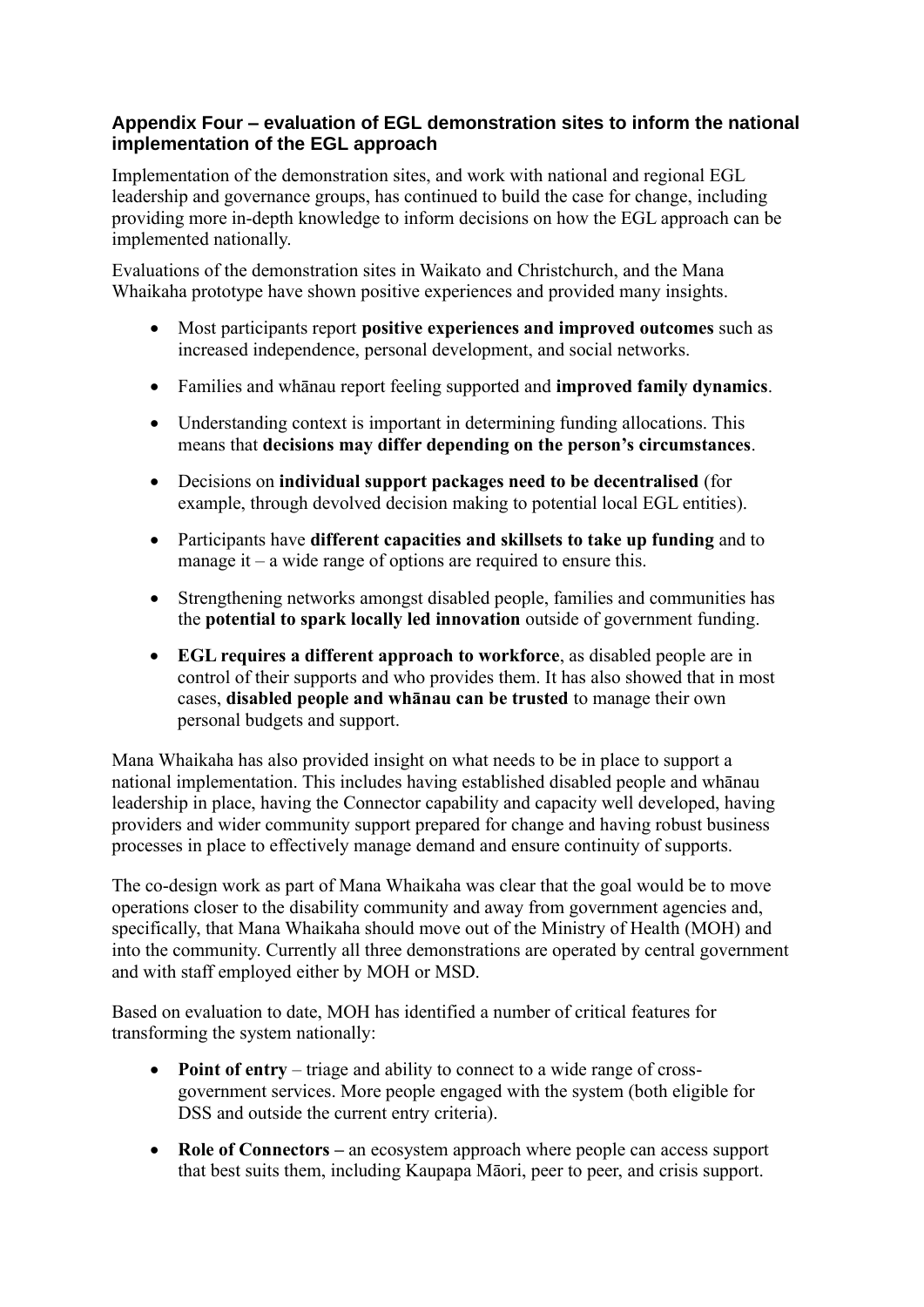### Appendix Four – evaluation of EGL demonstration sites to inform the national implementation of the EGL approach

Implementation of the demonstration sites, and work with national and regional EGL leadership and governance groups, has continued to build the case for change, including providing more in-depth knowledge to inform decisions on how the EGL approach can be implemented nationally.

Evaluations of the demonstration sites in Waikato and Christchurch, and the Mana Whaikaha prototype have shown positive experiences and provided many insights.

- Most participants report **positive experiences and improved outcomes** such as increased independence, personal development, and social networks.
- Families and whānau report feeling supported and **improved family dynamics**.
- Understanding context is important in determining funding allocations. This means that **decisions may differ depending on the person's circumstances**.
- Decisions on **individual support packages need to be decentralised** (for example, through devolved decision making to potential local EGL entities).
- Participants have **different capacities and skillsets to take up funding** and to manage it – a wide range of options are required to ensure this.
- Strengthening networks amongst disabled people, families and communities has the **potential to spark locally led innovation** outside of government funding.
- **EGL requires a different approach to workforce**, as disabled people are in control of their supports and who provides them. It has also showed that in most cases, **disabled people and whānau can be trusted** to manage their own personal budgets and support.

Mana Whaikaha has also provided insight on what needs to be in place to support a national implementation. This includes having established disabled people and whānau leadership in place, having the Connector capability and capacity well developed, having providers and wider community support prepared for change and having robust business processes in place to effectively manage demand and ensure continuity of supports.

The co-design work as part of Mana Whaikaha was clear that the goal would be to move operations closer to the disability community and away from government agencies and, specifically, that Mana Whaikaha should move out of the Ministry of Health (MOH) and into the community. Currently all three demonstrations are operated by central government and with staff employed either by MOH or MSD.

Based on evaluation to date, MOH has identified a number of critical features for transforming the system nationally:

- **Point of entry** – triage and ability to connect to a wide range of cross-government services. More people engaged with the system (both eligible for DSS and outside the current entry criteria).
- **Role of Connectors –** an ecosystem approach where people can access support that best suits them, including Kaupapa Māori, peer to peer, and crisis support.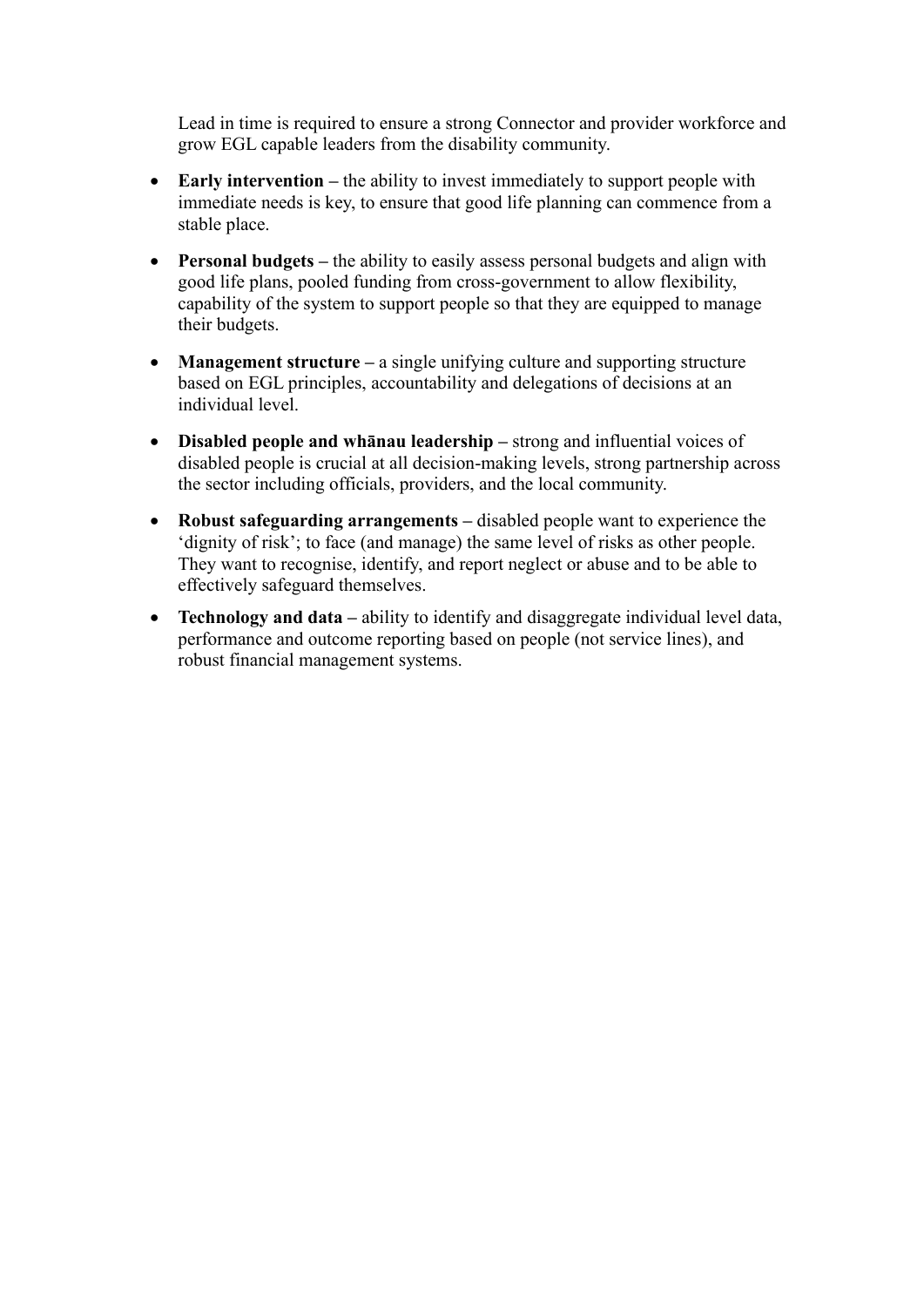Lead in time is required to ensure a strong Connector and provider workforce and grow EGL capable leaders from the disability community.

- **Early intervention –** the ability to invest immediately to support people with immediate needs is key, to ensure that good life planning can commence from a stable place.
- **Personal budgets –** the ability to easily assess personal budgets and align with good life plans, pooled funding from cross-government to allow flexibility, capability of the system to support people so that they are equipped to manage their budgets.
- **Management structure –** a single unifying culture and supporting structure based on EGL principles, accountability and delegations of decisions at an individual level.
- **Disabled people and whānau leadership –** strong and influential voices of disabled people is crucial at all decision-making levels, strong partnership across the sector including officials, providers, and the local community.
- **Robust safeguarding arrangements –** disabled people want to experience the 'dignity of risk'; to face (and manage) the same level of risks as other people. They want to recognise, identify, and report neglect or abuse and to be able to effectively safeguard themselves.
- **Technology and data –** ability to identify and disaggregate individual level data, performance and outcome reporting based on people (not service lines), and robust financial management systems.